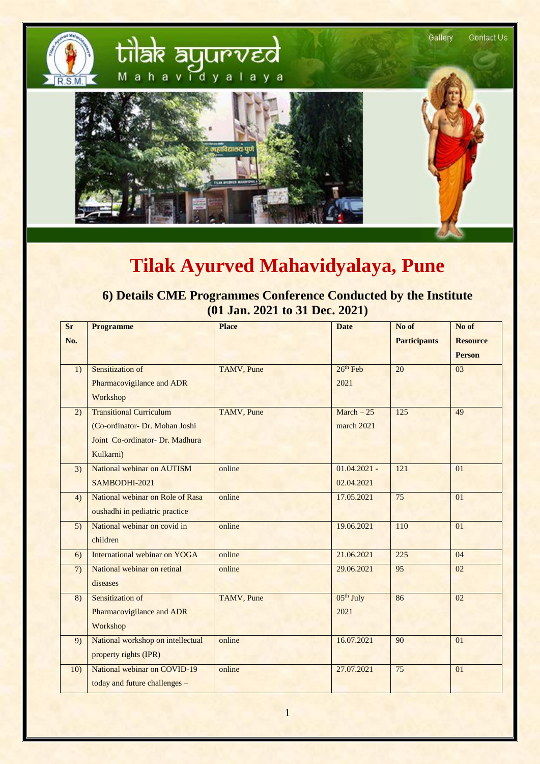# Tilak Ayurved Mahavidyalaya, Pune

## 6) Details CME Programmes Conference Conducted by the Institute (01 Jan. 2021 to 31 Dec. 2021)

| Sr No. | Programme | Place | Date | No of Participants | No of Resource Person |
|---|---|---|---|---|---|
| 1) | Sensitization of Pharmacovigilance and ADR Workshop | TAMV, Pune | 26th Feb 2021 | 20 | 03 |
| 2) | Transitional Curriculum (Co-ordinator- Dr. Mohan Joshi Joint Co-ordinator- Dr. Madhura Kulkarni) | TAMV, Pune | March – 25 march 2021 | 125 | 49 |
| 3) | National webinar on AUTISM SAMBODHI-2021 | online | 01.04.2021 - 02.04.2021 | 121 | 01 |
| 4) | National webinar on Role of Rasa oushadhi in pediatric practice | online | 17.05.2021 | 75 | 01 |
| 5) | National webinar on covid in children | online | 19.06.2021 | 110 | 01 |
| 6) | International webinar on YOGA | online | 21.06.2021 | 225 | 04 |
| 7) | National webinar on retinal diseases | online | 29.06.2021 | 95 | 02 |
| 8) | Sensitization of Pharmacovigilance and ADR Workshop | TAMV, Pune | 05th July 2021 | 86 | 02 |
| 9) | National workshop on intellectual property rights (IPR) | online | 16.07.2021 | 90 | 01 |
| 10) | National webinar on COVID-19 today and future challenges – | online | 27.07.2021 | 75 | 01 |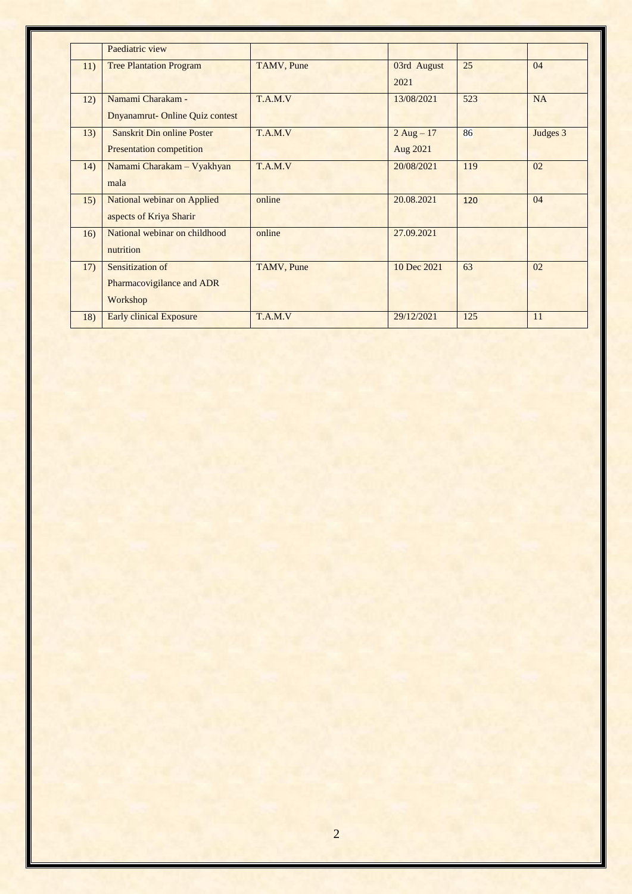| | | | | | |
|---|---|---|---|---|---|
| | Paediatric view | | | | |
| 11) | Tree Plantation Program | TAMV, Pune | 03rd August 2021 | 25 | 04 |
| 12) | Namami Charakam - Dnyanamrut- Online Quiz contest | T.A.M.V | 13/08/2021 | 523 | NA |
| 13) | Sanskrit Din online Poster Presentation competition | T.A.M.V | 2 Aug – 17 Aug 2021 | 86 | Judges 3 |
| 14) | Namami Charakam – Vyakhyan mala | T.A.M.V | 20/08/2021 | 119 | 02 |
| 15) | National webinar on Applied aspects of Kriya Sharir | online | 20.08.2021 | 120 | 04 |
| 16) | National webinar on childhood nutrition | online | 27.09.2021 | | |
| 17) | Sensitization of Pharmacovigilance and ADR Workshop | TAMV, Pune | 10 Dec 2021 | 63 | 02 |
| 18) | Early clinical Exposure | T.A.M.V | 29/12/2021 | 125 | 11 |